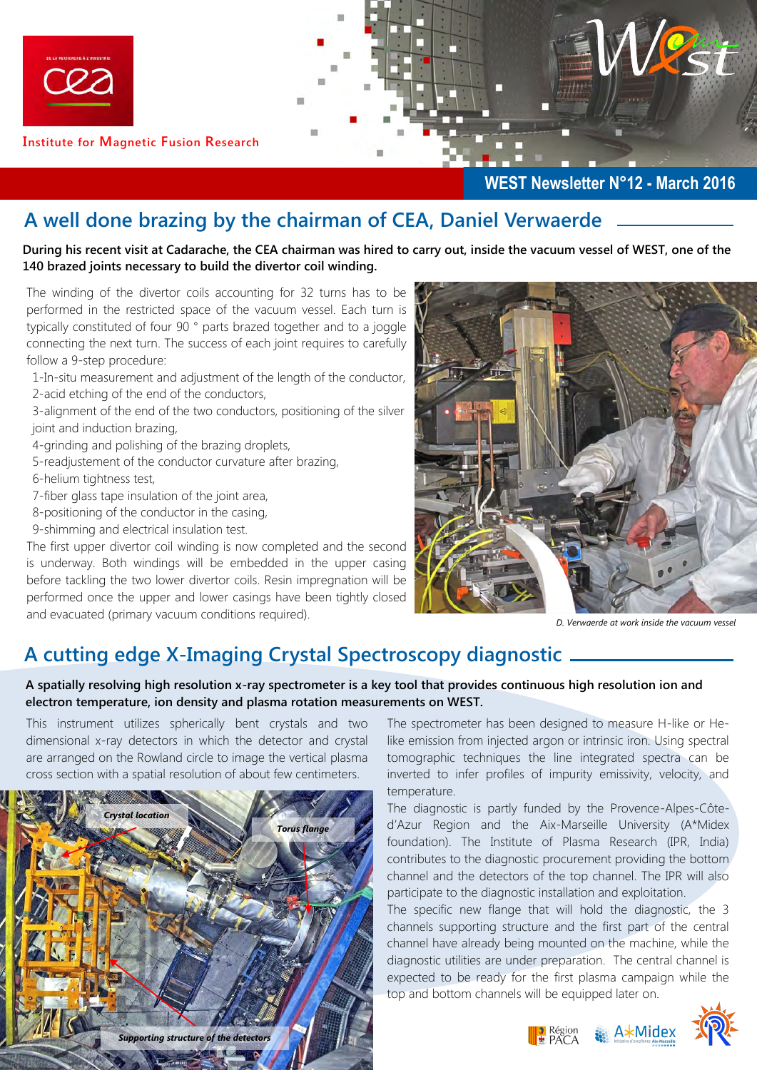Institute for Magnetic Fusion Research

WEST Newsletter N°12 - March 2016

## A well done brazing by the chairman of CEA, Daniel Verwaerde

**During his recent visit at Cadarache, the CEA chairman was hired to carry out, inside the vacuum vessel of WEST, one of the 140 brazed joints necessary to build the divertor coil winding.**

The winding of the divertor coils accounting for 32 turns has to be performed in the restricted space of the vacuum vessel. Each turn is typically constituted of four 90 ° parts brazed together and to a joggle connecting the next turn. The success of each joint requires to carefully follow a 9-step procedure:

1-In-situ measurement and adjustment of the length of the conductor,
2-acid etching of the end of the conductors,
3-alignment of the end of the two conductors, positioning of the silver joint and induction brazing,
4-grinding and polishing of the brazing droplets,
5-readjustement of the conductor curvature after brazing,
6-helium tightness test,
7-fiber glass tape insulation of the joint area,
8-positioning of the conductor in the casing,
9-shimming and electrical insulation test.

The first upper divertor coil winding is now completed and the second is underway. Both windings will be embedded in the upper casing before tackling the two lower divertor coils. Resin impregnation will be performed once the upper and lower casings have been tightly closed and evacuated (primary vacuum conditions required).

*D. Verwaerde at work inside the vacuum vessel*

## A cutting edge X-Imaging Crystal Spectroscopy diagnostic

**A spatially resolving high resolution x-ray spectrometer is a key tool that provides continuous high resolution ion and electron temperature, ion density and plasma rotation measurements on WEST.**

This instrument utilizes spherically bent crystals and two dimensional x-ray detectors in which the detector and crystal are arranged on the Rowland circle to image the vertical plasma cross section with a spatial resolution of about few centimeters.

*Crystal location*

*Torus flange*

*Supporting structure of the detectors*

The spectrometer has been designed to measure H-like or He-like emission from injected argon or intrinsic iron. Using spectral tomographic techniques the line integrated spectra can be inverted to infer profiles of impurity emissivity, velocity, and temperature.

The diagnostic is partly funded by the Provence-Alpes-Côte-d'Azur Region and the Aix-Marseille University (A*Midex foundation). The Institute of Plasma Research (IPR, India) contributes to the diagnostic procurement providing the bottom channel and the detectors of the top channel. The IPR will also participate to the diagnostic installation and exploitation.

The specific new flange that will hold the diagnostic, the 3 channels supporting structure and the first part of the central channel have already being mounted on the machine, while the diagnostic utilities are under preparation. The central channel is expected to be ready for the first plasma campaign while the top and bottom channels will be equipped later on.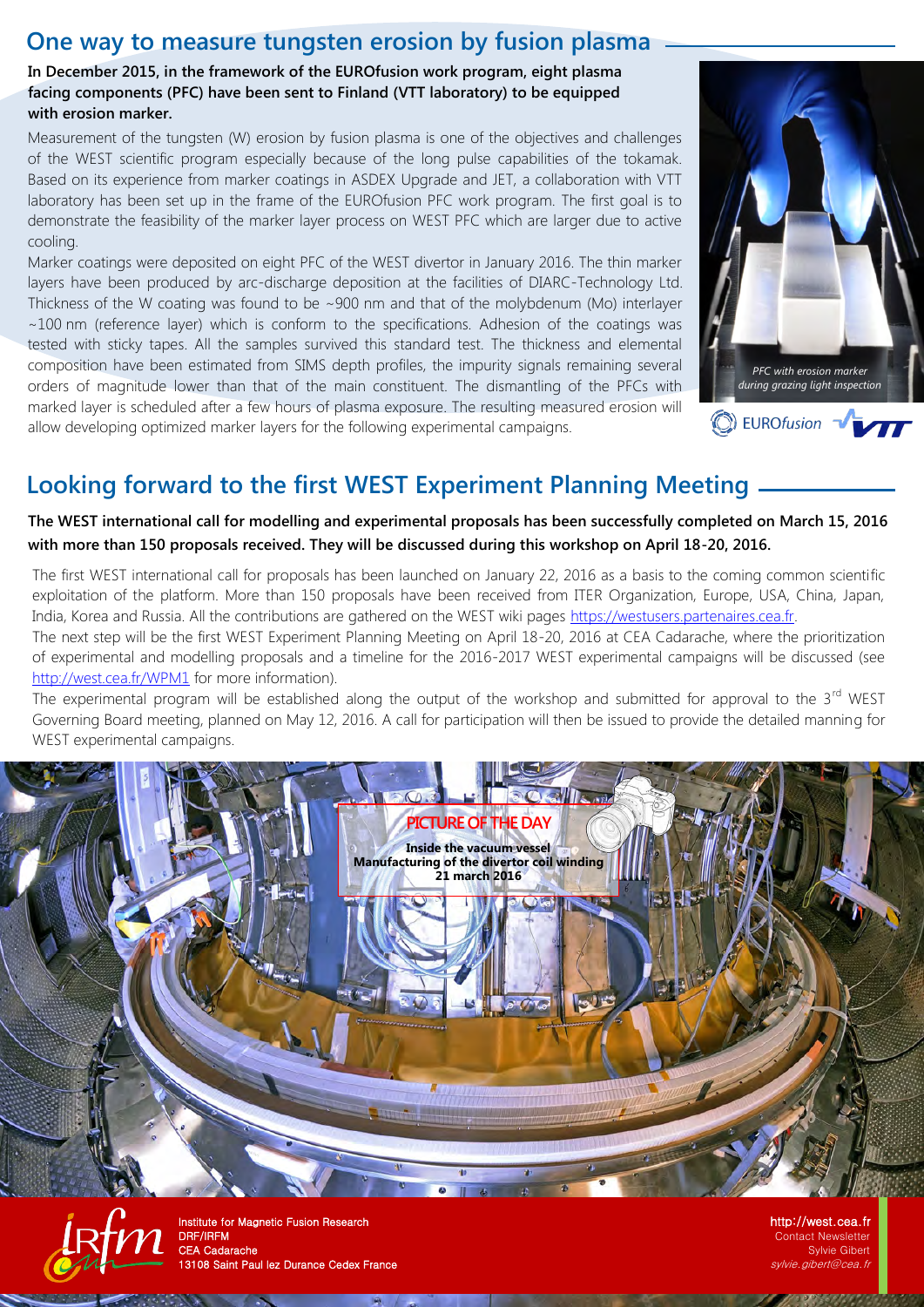## One way to measure tungsten erosion by fusion plasma

**In December 2015, in the framework of the EUROfusion work program, eight plasma facing components (PFC) have been sent to Finland (VTT laboratory) to be equipped with erosion marker.**

Measurement of the tungsten (W) erosion by fusion plasma is one of the objectives and challenges of the WEST scientific program especially because of the long pulse capabilities of the tokamak. Based on its experience from marker coatings in ASDEX Upgrade and JET, a collaboration with VTT laboratory has been set up in the frame of the EUROfusion PFC work program. The first goal is to demonstrate the feasibility of the marker layer process on WEST PFC which are larger due to active cooling.

Marker coatings were deposited on eight PFC of the WEST divertor in January 2016. The thin marker layers have been produced by arc-discharge deposition at the facilities of DIARC-Technology Ltd. Thickness of the W coating was found to be ~900 nm and that of the molybdenum (Mo) interlayer ~100 nm (reference layer) which is conform to the specifications. Adhesion of the coatings was tested with sticky tapes. All the samples survived this standard test. The thickness and elemental composition have been estimated from SIMS depth profiles, the impurity signals remaining several orders of magnitude lower than that of the main constituent. The dismantling of the PFCs with marked layer is scheduled after a few hours of plasma exposure. The resulting measured erosion will allow developing optimized marker layers for the following experimental campaigns.

*PFC with erosion marker during grazing light inspection*

EUROfusion VTT

## Looking forward to the first WEST Experiment Planning Meeting

**The WEST international call for modelling and experimental proposals has been successfully completed on March 15, 2016 with more than 150 proposals received. They will be discussed during this workshop on April 18-20, 2016.**

The first WEST international call for proposals has been launched on January 22, 2016 as a basis to the coming common scientific exploitation of the platform. More than 150 proposals have been received from ITER Organization, Europe, USA, China, Japan, India, Korea and Russia. All the contributions are gathered on the WEST wiki pages https://westusers.partenaires.cea.fr.

The next step will be the first WEST Experiment Planning Meeting on April 18-20, 2016 at CEA Cadarache, where the prioritization of experimental and modelling proposals and a timeline for the 2016-2017 WEST experimental campaigns will be discussed (see http://west.cea.fr/WPM1 for more information).

The experimental program will be established along the output of the workshop and submitted for approval to the 3rd WEST Governing Board meeting, planned on May 12, 2016. A call for participation will then be issued to provide the detailed manning for WEST experimental campaigns.

**PICTURE OF THE DAY**

**Inside the vacuum vessel**
**Manufacturing of the divertor coil winding**
**21 march 2016**

Institute for Magnetic Fusion Research
DRF/IRFM
CEA Cadarache
13108 Saint Paul lez Durance Cedex France

http://west.cea.fr
Contact Newsletter
Sylvie Gibert
*sylvie.gibert@cea.fr*